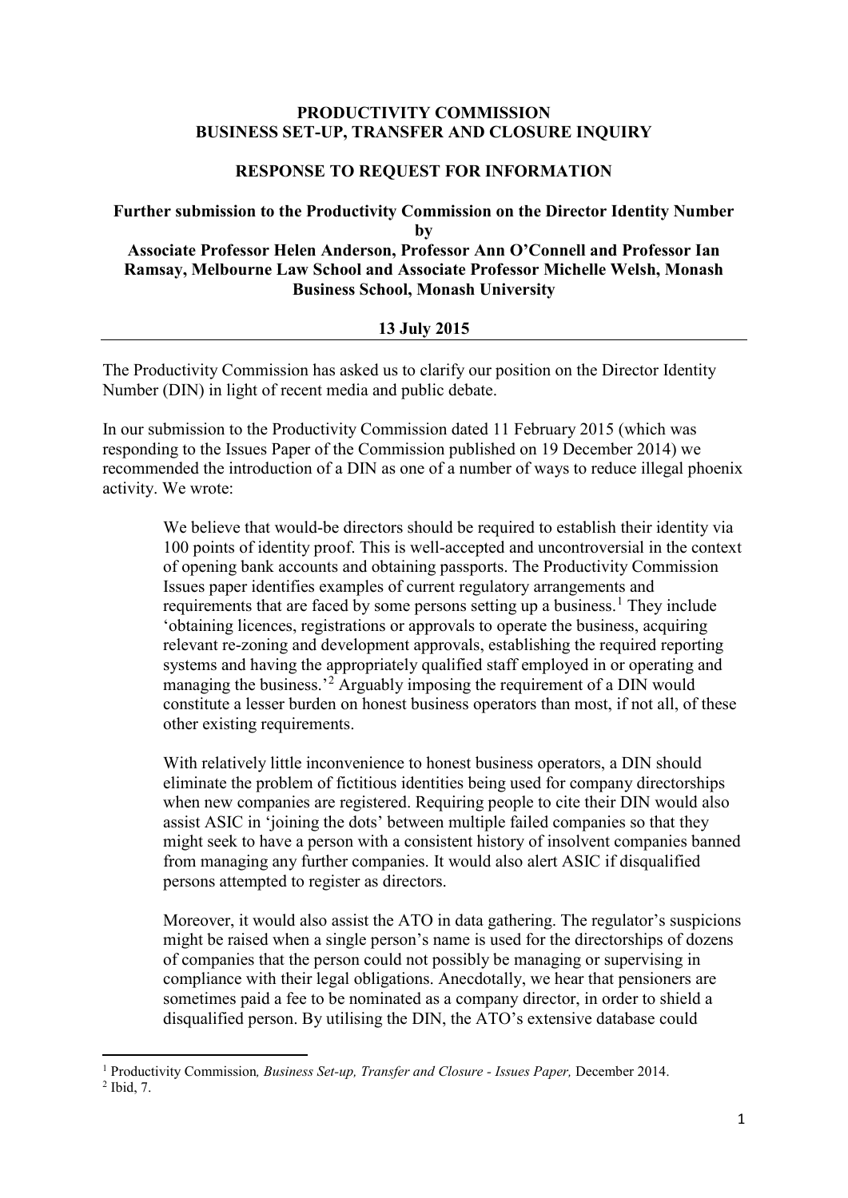**PRODUCTIVITY COMMISSION**
**BUSINESS SET-UP, TRANSFER AND CLOSURE INQUIRY**

**RESPONSE TO REQUEST FOR INFORMATION**

**Further submission to the Productivity Commission on the Director Identity Number by Associate Professor Helen Anderson, Professor Ann O'Connell and Professor Ian Ramsay, Melbourne Law School and Associate Professor Michelle Welsh, Monash Business School, Monash University**

**13 July 2015**

---

The Productivity Commission has asked us to clarify our position on the Director Identity Number (DIN) in light of recent media and public debate.

In our submission to the Productivity Commission dated 11 February 2015 (which was responding to the Issues Paper of the Commission published on 19 December 2014) we recommended the introduction of a DIN as one of a number of ways to reduce illegal phoenix activity. We wrote:

> We believe that would-be directors should be required to establish their identity via 100 points of identity proof. This is well-accepted and uncontroversial in the context of opening bank accounts and obtaining passports. The Productivity Commission Issues paper identifies examples of current regulatory arrangements and requirements that are faced by some persons setting up a business.[1] They include 'obtaining licences, registrations or approvals to operate the business, acquiring relevant re-zoning and development approvals, establishing the required reporting systems and having the appropriately qualified staff employed in or operating and managing the business.'[2] Arguably imposing the requirement of a DIN would constitute a lesser burden on honest business operators than most, if not all, of these other existing requirements.
>
> With relatively little inconvenience to honest business operators, a DIN should eliminate the problem of fictitious identities being used for company directorships when new companies are registered. Requiring people to cite their DIN would also assist ASIC in 'joining the dots' between multiple failed companies so that they might seek to have a person with a consistent history of insolvent companies banned from managing any further companies. It would also alert ASIC if disqualified persons attempted to register as directors.
>
> Moreover, it would also assist the ATO in data gathering. The regulator's suspicions might be raised when a single person's name is used for the directorships of dozens of companies that the person could not possibly be managing or supervising in compliance with their legal obligations. Anecdotally, we hear that pensioners are sometimes paid a fee to be nominated as a company director, in order to shield a disqualified person. By utilising the DIN, the ATO's extensive database could

---

[1] Productivity Commission*, Business Set-up, Transfer and Closure - Issues Paper,* December 2014.

[2] Ibid, 7.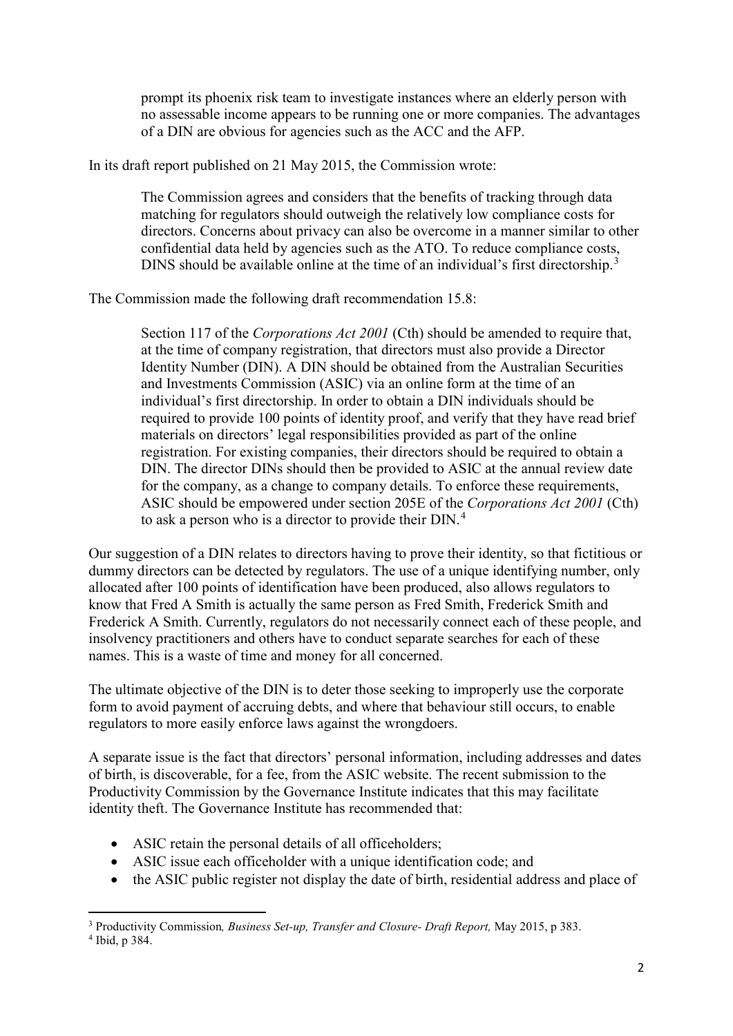> prompt its phoenix risk team to investigate instances where an elderly person with no assessable income appears to be running one or more companies. The advantages of a DIN are obvious for agencies such as the ACC and the AFP.

In its draft report published on 21 May 2015, the Commission wrote:

> The Commission agrees and considers that the benefits of tracking through data matching for regulators should outweigh the relatively low compliance costs for directors. Concerns about privacy can also be overcome in a manner similar to other confidential data held by agencies such as the ATO. To reduce compliance costs, DINS should be available online at the time of an individual's first directorship.[3]

The Commission made the following draft recommendation 15.8:

> Section 117 of the *Corporations Act 2001* (Cth) should be amended to require that, at the time of company registration, that directors must also provide a Director Identity Number (DIN). A DIN should be obtained from the Australian Securities and Investments Commission (ASIC) via an online form at the time of an individual's first directorship. In order to obtain a DIN individuals should be required to provide 100 points of identity proof, and verify that they have read brief materials on directors' legal responsibilities provided as part of the online registration. For existing companies, their directors should be required to obtain a DIN. The director DINs should then be provided to ASIC at the annual review date for the company, as a change to company details. To enforce these requirements, ASIC should be empowered under section 205E of the *Corporations Act 2001* (Cth) to ask a person who is a director to provide their DIN.[4]

Our suggestion of a DIN relates to directors having to prove their identity, so that fictitious or dummy directors can be detected by regulators. The use of a unique identifying number, only allocated after 100 points of identification have been produced, also allows regulators to know that Fred A Smith is actually the same person as Fred Smith, Frederick Smith and Frederick A Smith. Currently, regulators do not necessarily connect each of these people, and insolvency practitioners and others have to conduct separate searches for each of these names. This is a waste of time and money for all concerned.

The ultimate objective of the DIN is to deter those seeking to improperly use the corporate form to avoid payment of accruing debts, and where that behaviour still occurs, to enable regulators to more easily enforce laws against the wrongdoers.

A separate issue is the fact that directors' personal information, including addresses and dates of birth, is discoverable, for a fee, from the ASIC website. The recent submission to the Productivity Commission by the Governance Institute indicates that this may facilitate identity theft. The Governance Institute has recommended that:

- ASIC retain the personal details of all officeholders;
- ASIC issue each officeholder with a unique identification code; and
- the ASIC public register not display the date of birth, residential address and place of

---

[3] Productivity Commission*, Business Set-up, Transfer and Closure- Draft Report,* May 2015, p 383.

[4] Ibid, p 384.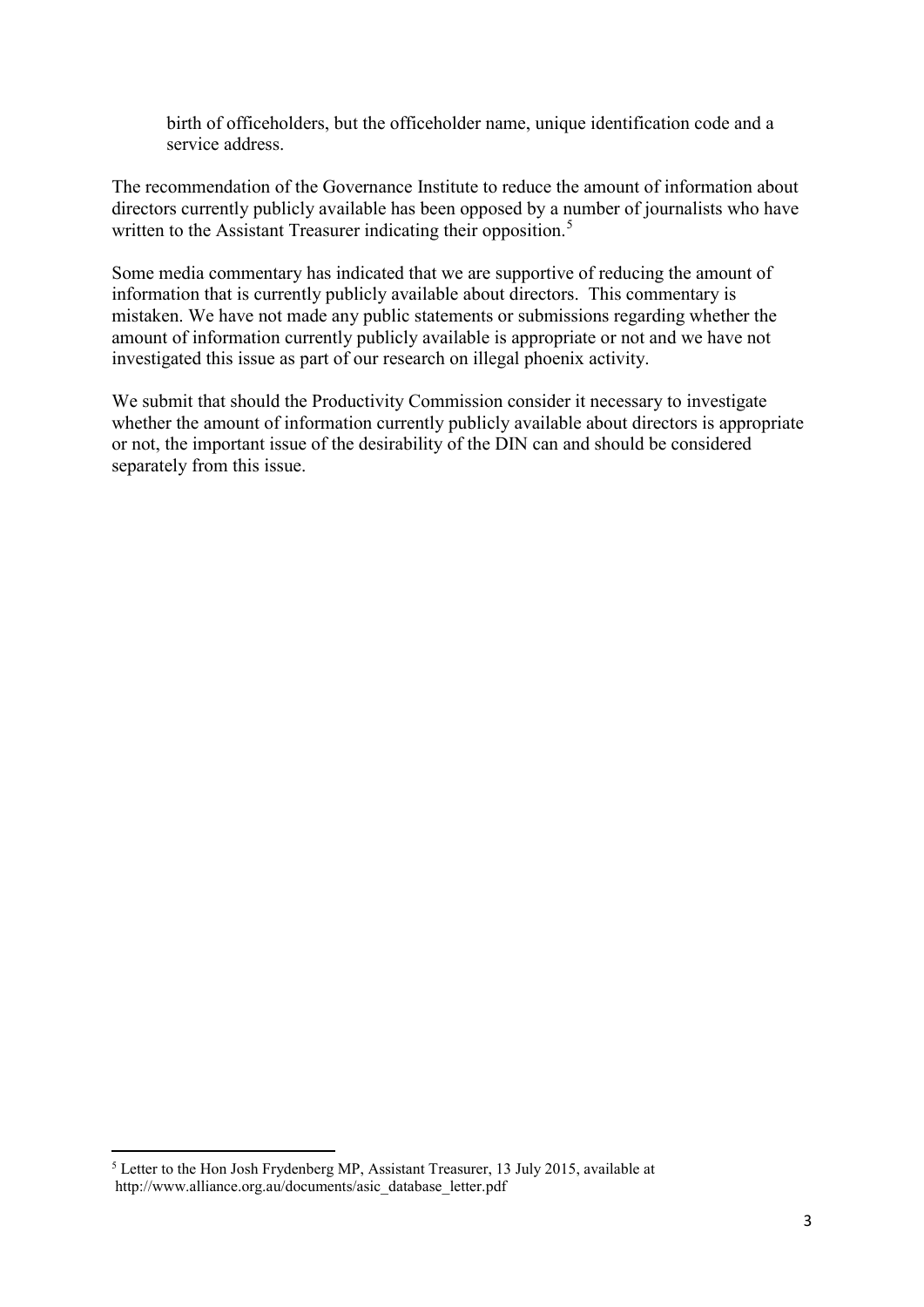birth of officeholders, but the officeholder name, unique identification code and a service address.

The recommendation of the Governance Institute to reduce the amount of information about directors currently publicly available has been opposed by a number of journalists who have written to the Assistant Treasurer indicating their opposition.[5]

Some media commentary has indicated that we are supportive of reducing the amount of information that is currently publicly available about directors. This commentary is mistaken. We have not made any public statements or submissions regarding whether the amount of information currently publicly available is appropriate or not and we have not investigated this issue as part of our research on illegal phoenix activity.

We submit that should the Productivity Commission consider it necessary to investigate whether the amount of information currently publicly available about directors is appropriate or not, the important issue of the desirability of the DIN can and should be considered separately from this issue.

---

[5] Letter to the Hon Josh Frydenberg MP, Assistant Treasurer, 13 July 2015, available at http://www.alliance.org.au/documents/asic_database_letter.pdf